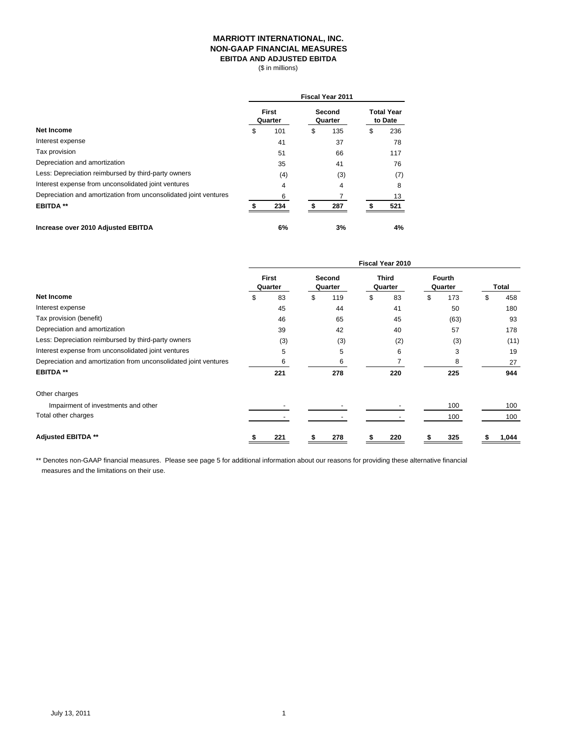# MARRIOTT INTERNATIONAL, INC.
## NON-GAAP FINANCIAL MEASURES
### EBITDA AND ADJUSTED EBITDA
($ in millions)

| | Fiscal Year 2011 | | |
|---|---|---|---|
| | First Quarter | Second Quarter | Total Year to Date |
| **Net Income** | $ 101 | $ 135 | $ 236 |
| Interest expense | 41 | 37 | 78 |
| Tax provision | 51 | 66 | 117 |
| Depreciation and amortization | 35 | 41 | 76 |
| Less: Depreciation reimbursed by third-party owners | (4) | (3) | (7) |
| Interest expense from unconsolidated joint ventures | 4 | 4 | 8 |
| Depreciation and amortization from unconsolidated joint ventures | 6 | 7 | 13 |
| **EBITDA \*\*** | **$ 234** | **$ 287** | **$ 521** |
| | | | |
| **Increase over 2010 Adjusted EBITDA** | **6%** | **3%** | **4%** |

| | Fiscal Year 2010 | | | | |
|---|---|---|---|---|---|
| | First Quarter | Second Quarter | Third Quarter | Fourth Quarter | Total |
| **Net Income** | $ 83 | $ 119 | $ 83 | $ 173 | $ 458 |
| Interest expense | 45 | 44 | 41 | 50 | 180 |
| Tax provision (benefit) | 46 | 65 | 45 | (63) | 93 |
| Depreciation and amortization | 39 | 42 | 40 | 57 | 178 |
| Less: Depreciation reimbursed by third-party owners | (3) | (3) | (2) | (3) | (11) |
| Interest expense from unconsolidated joint ventures | 5 | 5 | 6 | 3 | 19 |
| Depreciation and amortization from unconsolidated joint ventures | 6 | 6 | 7 | 8 | 27 |
| **EBITDA \*\*** | **221** | **278** | **220** | **225** | **944** |
| | | | | | |
| Other charges | | | | | |
| Impairment of investments and other | - | - | - | 100 | 100 |
| Total other charges | - | - | - | 100 | 100 |
| | | | | | |
| **Adjusted EBITDA \*\*** | **$ 221** | **$ 278** | **$ 220** | **$ 325** | **$ 1,044** |

** Denotes non-GAAP financial measures. Please see page 5 for additional information about our reasons for providing these alternative financial measures and the limitations on their use.

July 13, 2011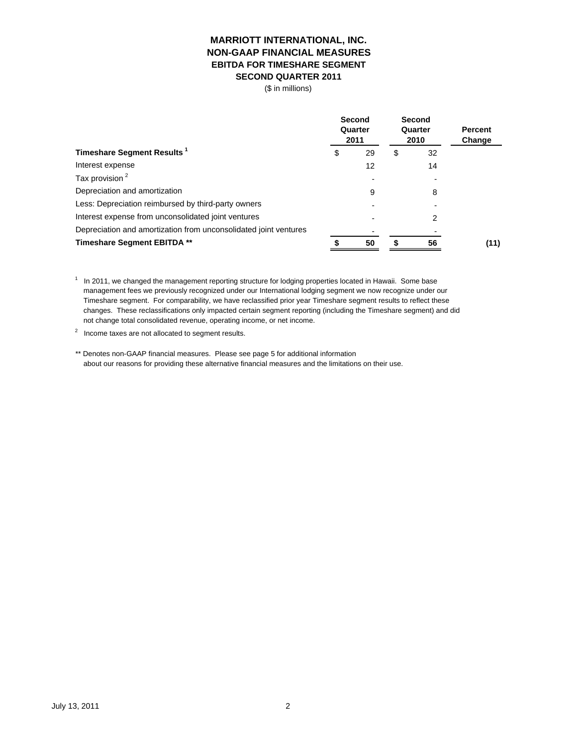# MARRIOTT INTERNATIONAL, INC.
## NON-GAAP FINANCIAL MEASURES
### EBITDA FOR TIMESHARE SEGMENT
### SECOND QUARTER 2011

($ in millions)

| | Second Quarter 2011 | Second Quarter 2010 | Percent Change |
|---|---|---|---|
| **Timeshare Segment Results** [1] | $ 29 | $ 32 | |
| Interest expense | 12 | 14 | |
| Tax provision [2] | - | - | |
| Depreciation and amortization | 9 | 8 | |
| Less: Depreciation reimbursed by third-party owners | - | - | |
| Interest expense from unconsolidated joint ventures | - | 2 | |
| Depreciation and amortization from unconsolidated joint ventures | - | - | |
| **Timeshare Segment EBITDA \*\*** | **$ 50** | **$ 56** | **(11)** |

[1] In 2011, we changed the management reporting structure for lodging properties located in Hawaii. Some base management fees we previously recognized under our International lodging segment we now recognize under our Timeshare segment. For comparability, we have reclassified prior year Timeshare segment results to reflect these changes. These reclassifications only impacted certain segment reporting (including the Timeshare segment) and did not change total consolidated revenue, operating income, or net income.

[2] Income taxes are not allocated to segment results.

** Denotes non-GAAP financial measures. Please see page 5 for additional information about our reasons for providing these alternative financial measures and the limitations on their use.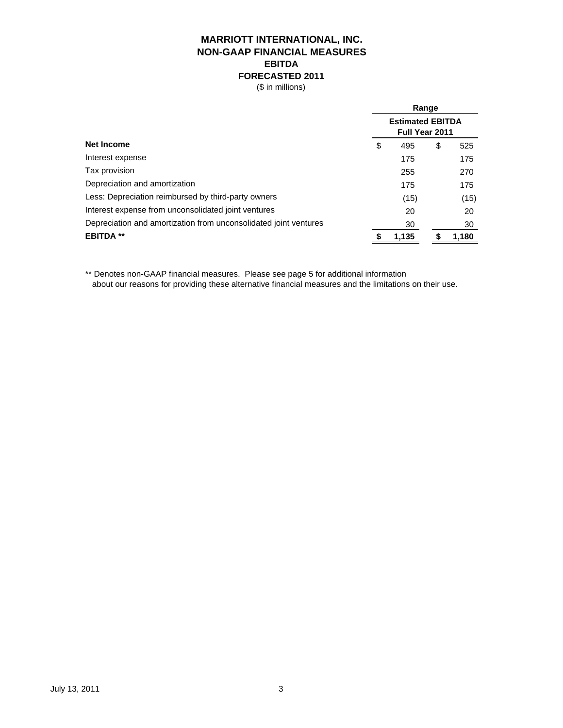# MARRIOTT INTERNATIONAL, INC.
## NON-GAAP FINANCIAL MEASURES
## EBITDA
## FORECASTED 2011

($ in millions)

| | Range | |
|---|---|---|
| | Estimated EBITDA Full Year 2011 | |
| **Net Income** | $ 495 | $ 525 |
| Interest expense | 175 | 175 |
| Tax provision | 255 | 270 |
| Depreciation and amortization | 175 | 175 |
| Less: Depreciation reimbursed by third-party owners | (15) | (15) |
| Interest expense from unconsolidated joint ventures | 20 | 20 |
| Depreciation and amortization from unconsolidated joint ventures | 30 | 30 |
| **EBITDA ** ** | **$ 1,135** | **$ 1,180** |

** Denotes non-GAAP financial measures. Please see page 5 for additional information about our reasons for providing these alternative financial measures and the limitations on their use.

July 13, 2011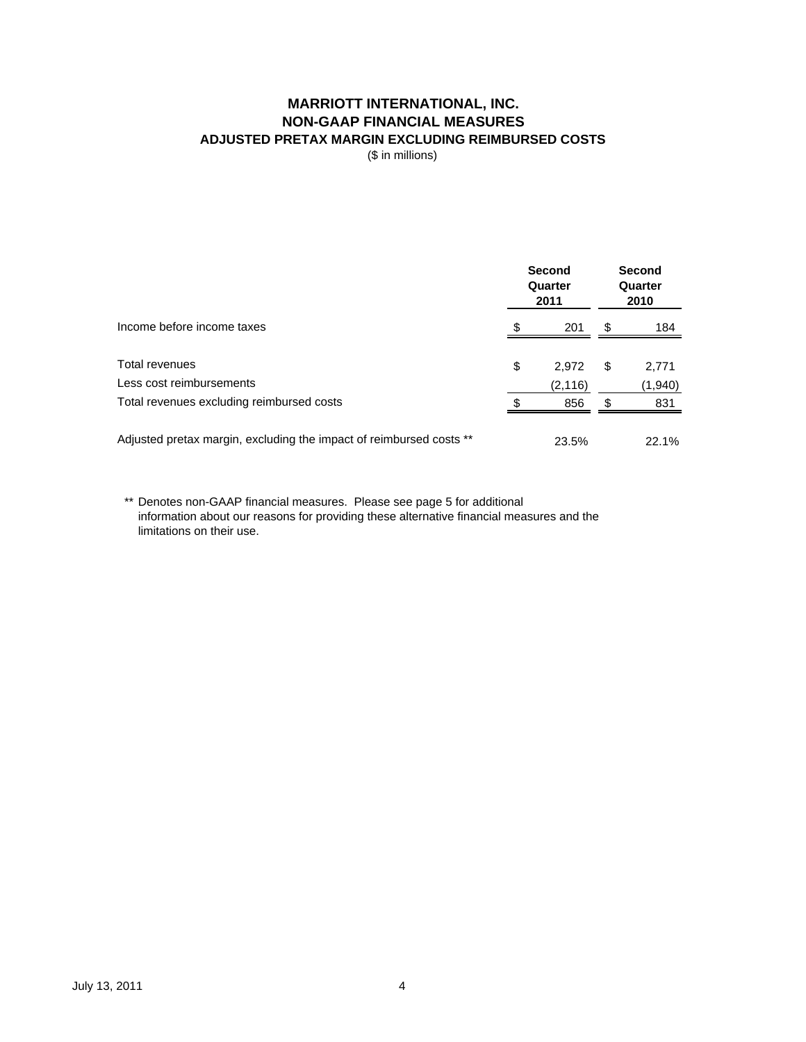# MARRIOTT INTERNATIONAL, INC.
## NON-GAAP FINANCIAL MEASURES
### ADJUSTED PRETAX MARGIN EXCLUDING REIMBURSED COSTS

($ in millions)

| | Second Quarter 2011 | Second Quarter 2010 |
|---|---|---|
| Income before income taxes | $ 201 | $ 184 |
| | | |
| Total revenues | $ 2,972 | $ 2,771 |
| Less cost reimbursements | (2,116) | (1,940) |
| Total revenues excluding reimbursed costs | $ 856 | $ 831 |
| | | |
| Adjusted pretax margin, excluding the impact of reimbursed costs ** | 23.5% | 22.1% |

** Denotes non-GAAP financial measures. Please see page 5 for additional information about our reasons for providing these alternative financial measures and the limitations on their use.

July 13, 2011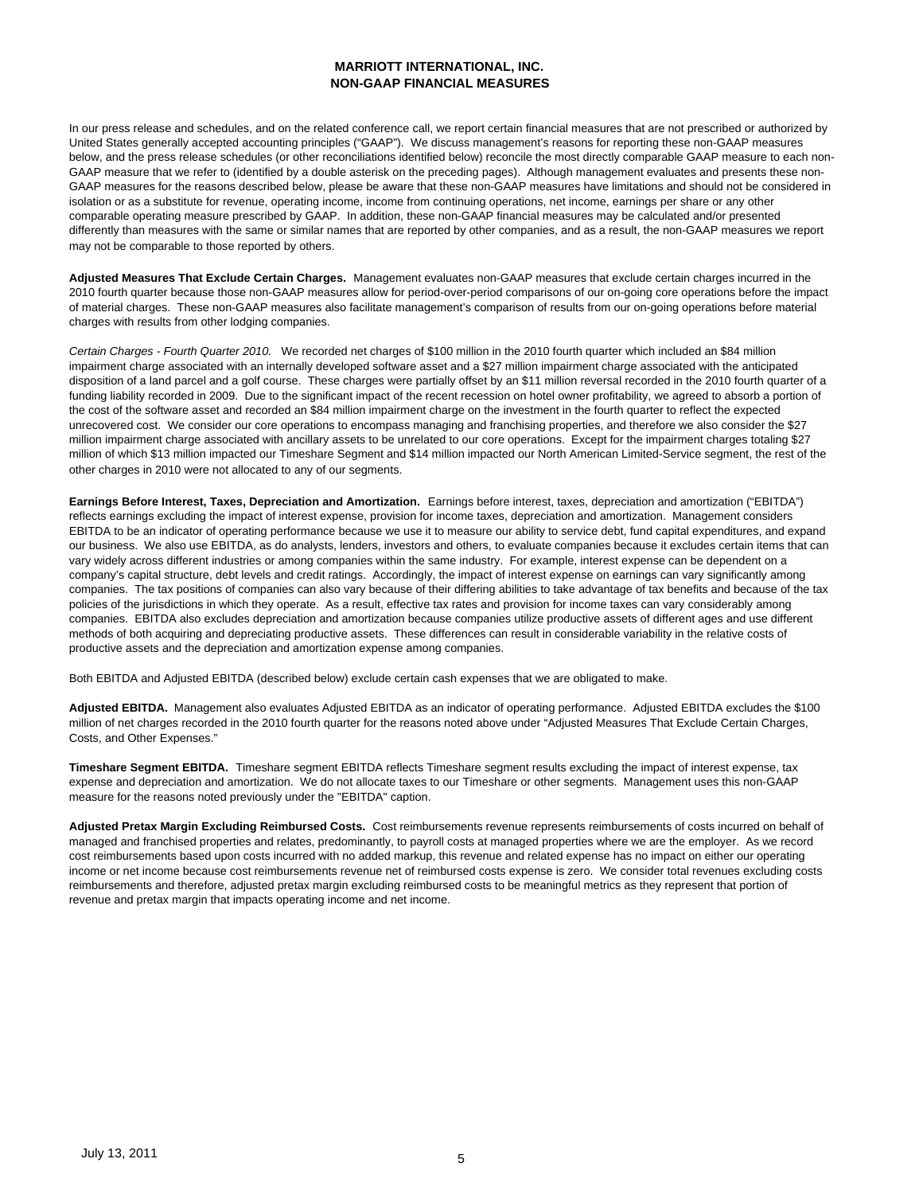# MARRIOTT INTERNATIONAL, INC.
## NON-GAAP FINANCIAL MEASURES

In our press release and schedules, and on the related conference call, we report certain financial measures that are not prescribed or authorized by United States generally accepted accounting principles ("GAAP"). We discuss management's reasons for reporting these non-GAAP measures below, and the press release schedules (or other reconciliations identified below) reconcile the most directly comparable GAAP measure to each non-GAAP measure that we refer to (identified by a double asterisk on the preceding pages). Although management evaluates and presents these non-GAAP measures for the reasons described below, please be aware that these non-GAAP measures have limitations and should not be considered in isolation or as a substitute for revenue, operating income, income from continuing operations, net income, earnings per share or any other comparable operating measure prescribed by GAAP. In addition, these non-GAAP financial measures may be calculated and/or presented differently than measures with the same or similar names that are reported by other companies, and as a result, the non-GAAP measures we report may not be comparable to those reported by others.

**Adjusted Measures That Exclude Certain Charges.** Management evaluates non-GAAP measures that exclude certain charges incurred in the 2010 fourth quarter because those non-GAAP measures allow for period-over-period comparisons of our on-going core operations before the impact of material charges. These non-GAAP measures also facilitate management's comparison of results from our on-going operations before material charges with results from other lodging companies.

*Certain Charges - Fourth Quarter 2010.* We recorded net charges of $100 million in the 2010 fourth quarter which included an $84 million impairment charge associated with an internally developed software asset and a $27 million impairment charge associated with the anticipated disposition of a land parcel and a golf course. These charges were partially offset by an $11 million reversal recorded in the 2010 fourth quarter of a funding liability recorded in 2009. Due to the significant impact of the recent recession on hotel owner profitability, we agreed to absorb a portion of the cost of the software asset and recorded an $84 million impairment charge on the investment in the fourth quarter to reflect the expected unrecovered cost. We consider our core operations to encompass managing and franchising properties, and therefore we also consider the $27 million impairment charge associated with ancillary assets to be unrelated to our core operations. Except for the impairment charges totaling $27 million of which $13 million impacted our Timeshare Segment and $14 million impacted our North American Limited-Service segment, the rest of the other charges in 2010 were not allocated to any of our segments.

**Earnings Before Interest, Taxes, Depreciation and Amortization.** Earnings before interest, taxes, depreciation and amortization ("EBITDA") reflects earnings excluding the impact of interest expense, provision for income taxes, depreciation and amortization. Management considers EBITDA to be an indicator of operating performance because we use it to measure our ability to service debt, fund capital expenditures, and expand our business. We also use EBITDA, as do analysts, lenders, investors and others, to evaluate companies because it excludes certain items that can vary widely across different industries or among companies within the same industry. For example, interest expense can be dependent on a company's capital structure, debt levels and credit ratings. Accordingly, the impact of interest expense on earnings can vary significantly among companies. The tax positions of companies can also vary because of their differing abilities to take advantage of tax benefits and because of the tax policies of the jurisdictions in which they operate. As a result, effective tax rates and provision for income taxes can vary considerably among companies. EBITDA also excludes depreciation and amortization because companies utilize productive assets of different ages and use different methods of both acquiring and depreciating productive assets. These differences can result in considerable variability in the relative costs of productive assets and the depreciation and amortization expense among companies.

Both EBITDA and Adjusted EBITDA (described below) exclude certain cash expenses that we are obligated to make.

**Adjusted EBITDA.** Management also evaluates Adjusted EBITDA as an indicator of operating performance. Adjusted EBITDA excludes the $100 million of net charges recorded in the 2010 fourth quarter for the reasons noted above under "Adjusted Measures That Exclude Certain Charges, Costs, and Other Expenses."

**Timeshare Segment EBITDA.** Timeshare segment EBITDA reflects Timeshare segment results excluding the impact of interest expense, tax expense and depreciation and amortization. We do not allocate taxes to our Timeshare or other segments. Management uses this non-GAAP measure for the reasons noted previously under the "EBITDA" caption.

**Adjusted Pretax Margin Excluding Reimbursed Costs.** Cost reimbursements revenue represents reimbursements of costs incurred on behalf of managed and franchised properties and relates, predominantly, to payroll costs at managed properties where we are the employer. As we record cost reimbursements based upon costs incurred with no added markup, this revenue and related expense has no impact on either our operating income or net income because cost reimbursements revenue net of reimbursed costs expense is zero. We consider total revenues excluding costs reimbursements and therefore, adjusted pretax margin excluding reimbursed costs to be meaningful metrics as they represent that portion of revenue and pretax margin that impacts operating income and net income.

July 13, 2011